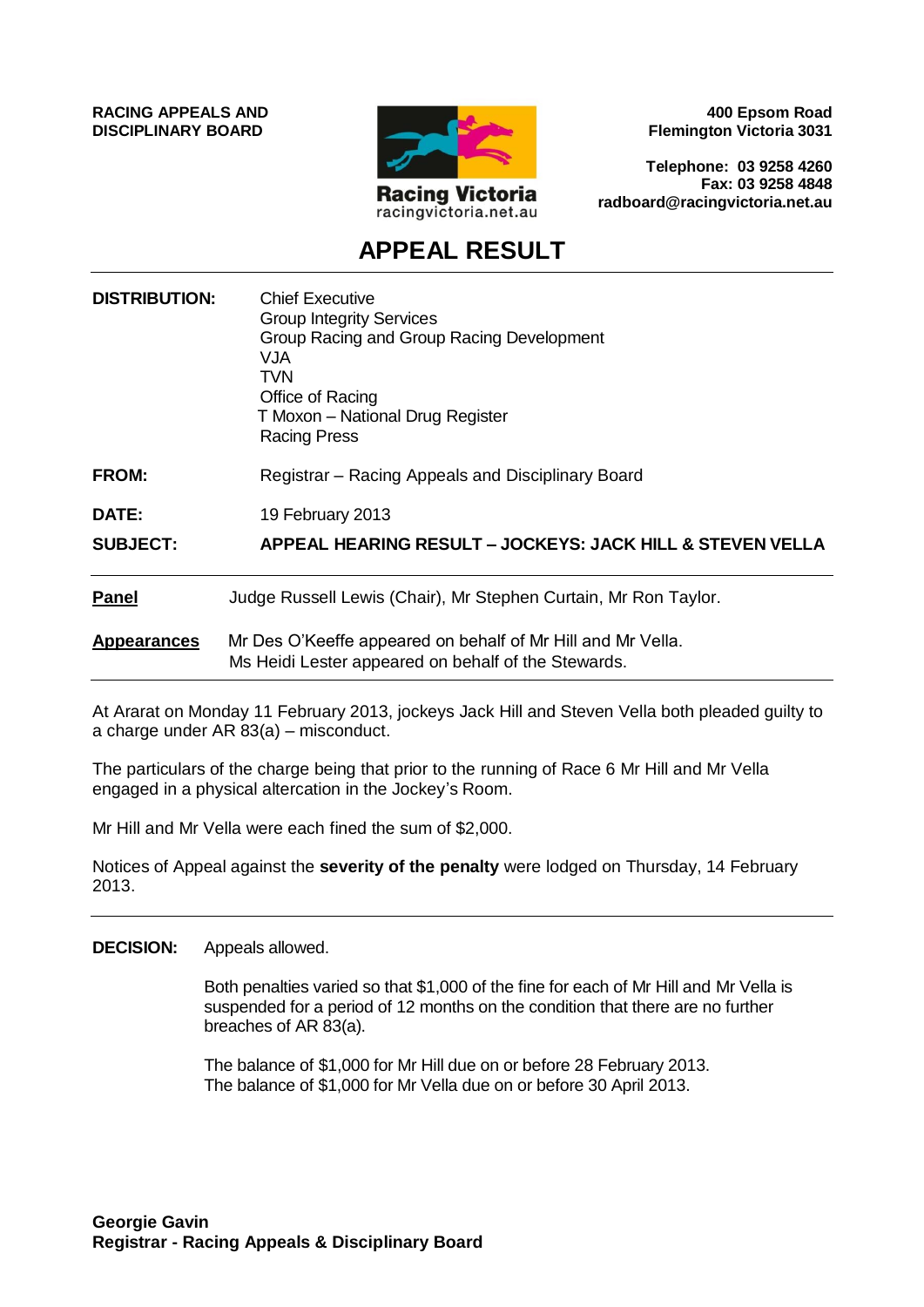**RACING APPEALS AND DISCIPLINARY BOARD**

Racing Victoria
racingvictoria.net.au

**400 Epsom Road**
**Flemington Victoria 3031**

**Telephone: 03 9258 4260**
**Fax: 03 9258 4848**
**radboard@racingvictoria.net.au**

# APPEAL RESULT

**DISTRIBUTION:** Chief Executive
Group Integrity Services
Group Racing and Group Racing Development
VJA
TVN
Office of Racing
T Moxon – National Drug Register
Racing Press

**FROM:** Registrar – Racing Appeals and Disciplinary Board

**DATE:** 19 February 2013

**SUBJECT:** **APPEAL HEARING RESULT – JOCKEYS: JACK HILL & STEVEN VELLA**

---

**Panel** Judge Russell Lewis (Chair), Mr Stephen Curtain, Mr Ron Taylor.

**Appearances** Mr Des O'Keeffe appeared on behalf of Mr Hill and Mr Vella.
Ms Heidi Lester appeared on behalf of the Stewards.

---

At Ararat on Monday 11 February 2013, jockeys Jack Hill and Steven Vella both pleaded guilty to a charge under AR 83(a) – misconduct.

The particulars of the charge being that prior to the running of Race 6 Mr Hill and Mr Vella engaged in a physical altercation in the Jockey's Room.

Mr Hill and Mr Vella were each fined the sum of $2,000.

Notices of Appeal against the **severity of the penalty** were lodged on Thursday, 14 February 2013.

---

**DECISION:** Appeals allowed.

Both penalties varied so that $1,000 of the fine for each of Mr Hill and Mr Vella is suspended for a period of 12 months on the condition that there are no further breaches of AR 83(a).

The balance of $1,000 for Mr Hill due on or before 28 February 2013.
The balance of $1,000 for Mr Vella due on or before 30 April 2013.

**Georgie Gavin**
**Registrar - Racing Appeals & Disciplinary Board**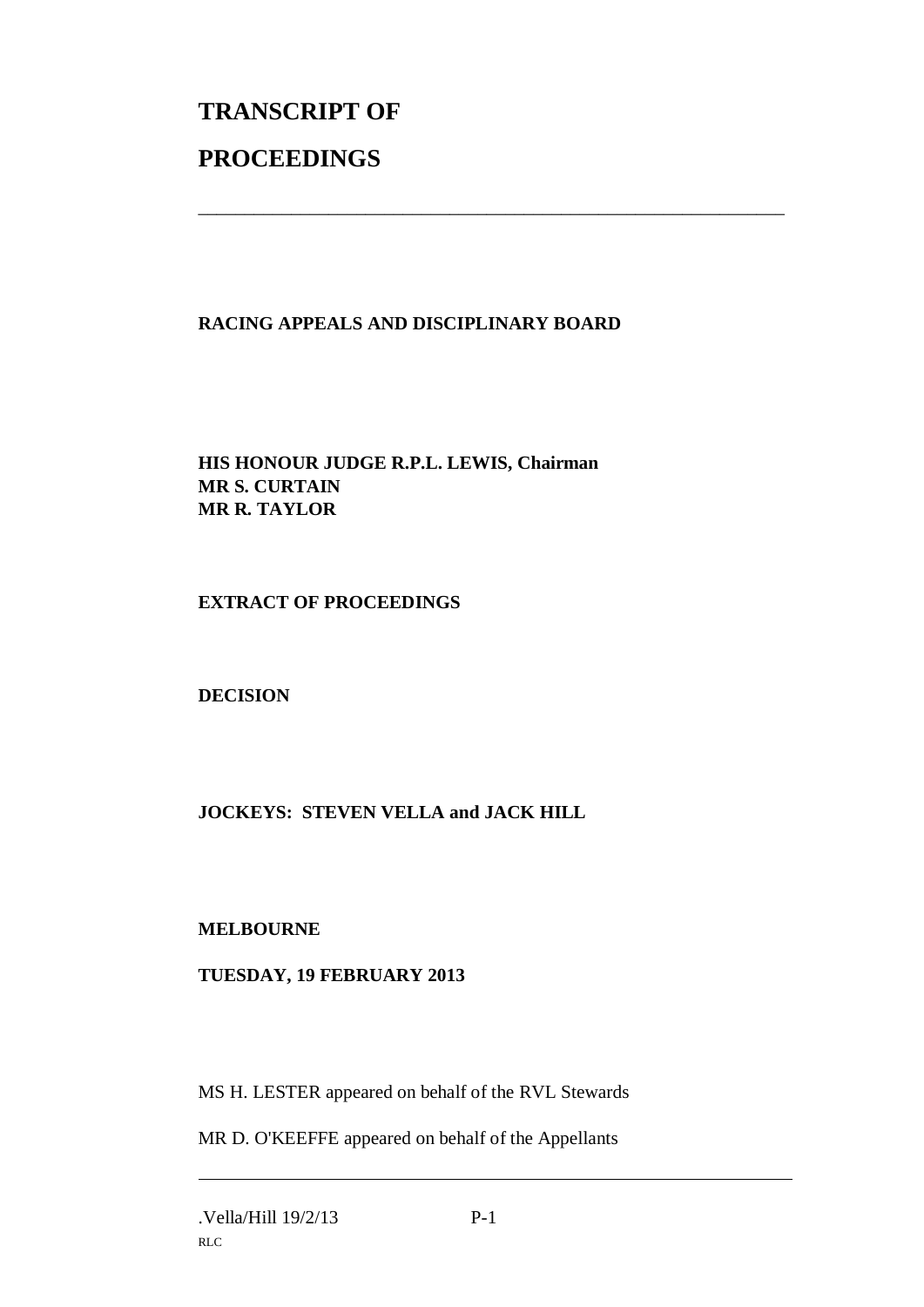# TRANSCRIPT OF

# PROCEEDINGS

---

**RACING APPEALS AND DISCIPLINARY BOARD**

**HIS HONOUR JUDGE R.P.L. LEWIS, Chairman**
**MR S. CURTAIN**
**MR R. TAYLOR**

**EXTRACT OF PROCEEDINGS**

**DECISION**

**JOCKEYS: STEVEN VELLA and JACK HILL**

**MELBOURNE**

**TUESDAY, 19 FEBRUARY 2013**

MS H. LESTER appeared on behalf of the RVL Stewards

MR D. O'KEEFFE appeared on behalf of the Appellants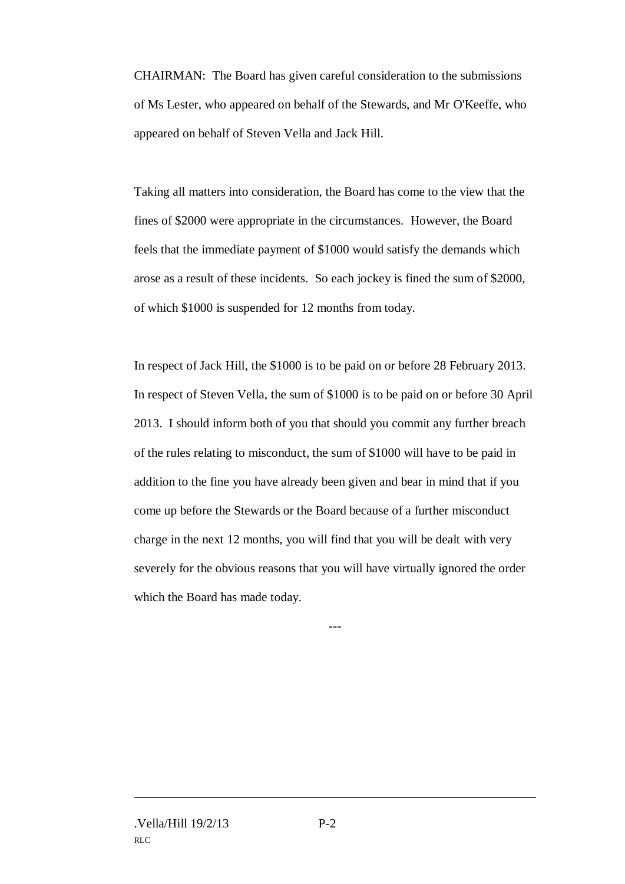CHAIRMAN: The Board has given careful consideration to the submissions of Ms Lester, who appeared on behalf of the Stewards, and Mr O'Keeffe, who appeared on behalf of Steven Vella and Jack Hill.

Taking all matters into consideration, the Board has come to the view that the fines of $2000 were appropriate in the circumstances. However, the Board feels that the immediate payment of $1000 would satisfy the demands which arose as a result of these incidents. So each jockey is fined the sum of $2000, of which $1000 is suspended for 12 months from today.

In respect of Jack Hill, the $1000 is to be paid on or before 28 February 2013. In respect of Steven Vella, the sum of $1000 is to be paid on or before 30 April 2013. I should inform both of you that should you commit any further breach of the rules relating to misconduct, the sum of $1000 will have to be paid in addition to the fine you have already been given and bear in mind that if you come up before the Stewards or the Board because of a further misconduct charge in the next 12 months, you will find that you will be dealt with very severely for the obvious reasons that you will have virtually ignored the order which the Board has made today.

---